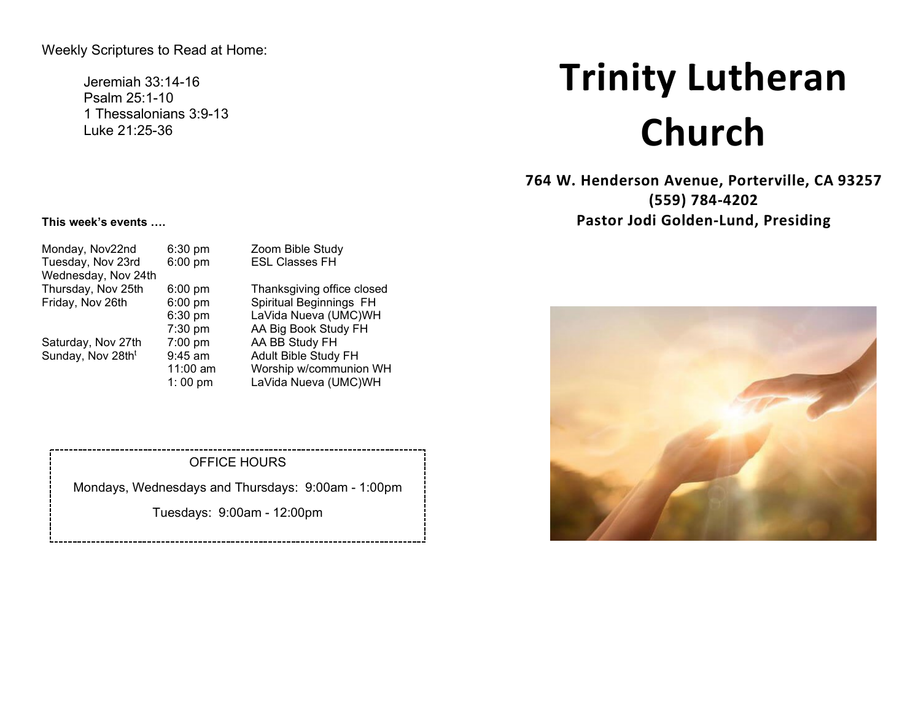Weekly Scriptures to Read at Home:

Jeremiah 33:14-16
Psalm 25:1-10
1 Thessalonians 3:9-13
Luke 21:25-36

**This week's events ….**

| | | |
|---|---|---|
| Monday, Nov22nd | 6:30 pm | Zoom Bible Study |
| Tuesday, Nov 23rd | 6:00 pm | ESL Classes FH |
| Wednesday, Nov 24th | | |
| Thursday, Nov 25th | 6:00 pm | Thanksgiving office closed |
| Friday, Nov 26th | 6:00 pm | Spiritual Beginnings FH |
| | 6:30 pm | LaVida Nueva (UMC)WH |
| | 7:30 pm | AA Big Book Study FH |
| Saturday, Nov 27th | 7:00 pm | AA BB Study FH |
| Sunday, Nov 28th | 9:45 am | Adult Bible Study FH |
| | 11:00 am | Worship w/communion WH |
| | 1: 00 pm | LaVida Nueva (UMC)WH |

OFFICE HOURS

Mondays, Wednesdays and Thursdays: 9:00am - 1:00pm

Tuesdays: 9:00am - 12:00pm

# Trinity Lutheran Church

**764 W. Henderson Avenue, Porterville, CA 93257**
**(559) 784-4202**
**Pastor Jodi Golden-Lund, Presiding**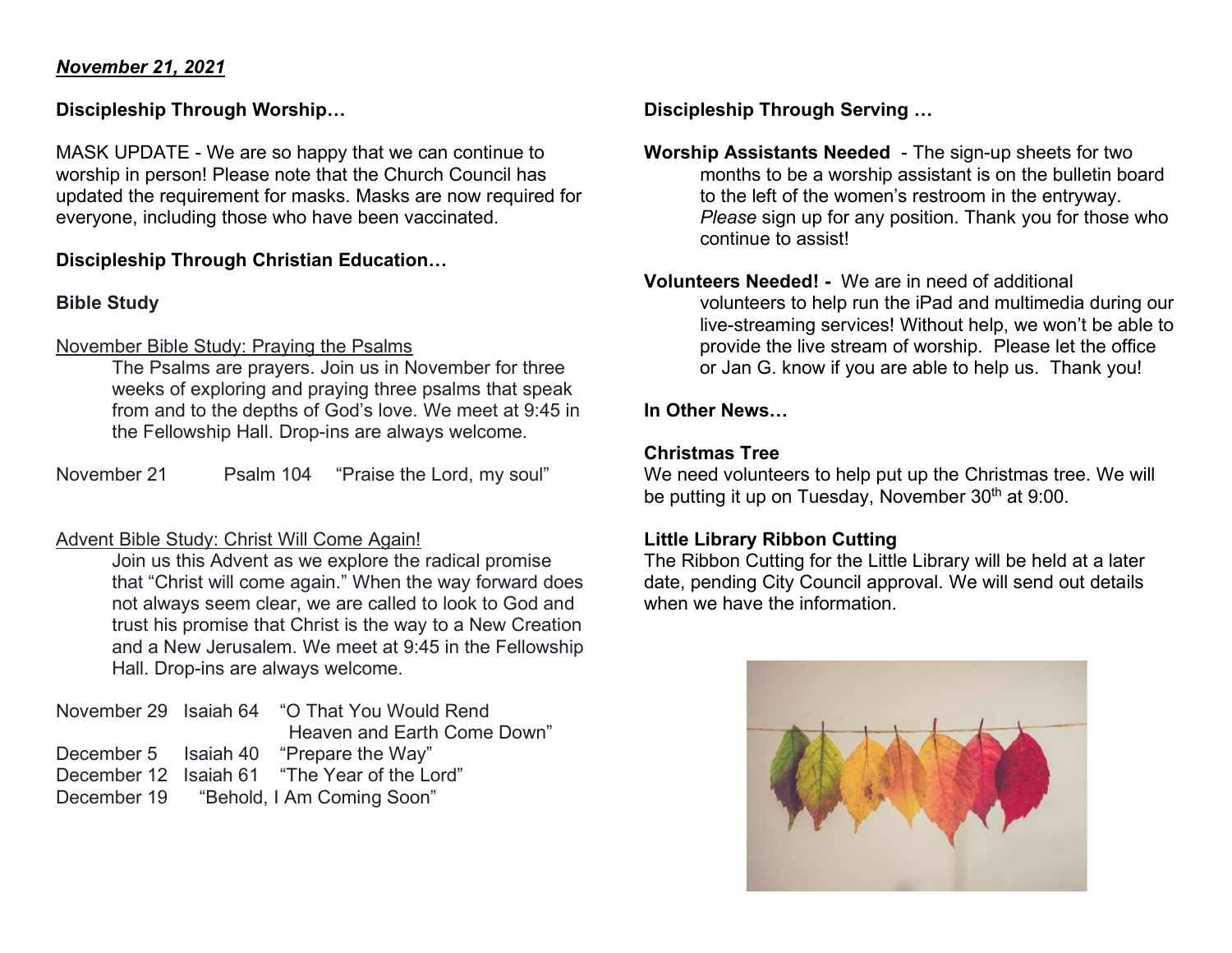***November 21, 2021***

**Discipleship Through Worship…**

MASK UPDATE - We are so happy that we can continue to worship in person! Please note that the Church Council has updated the requirement for masks. Masks are now required for everyone, including those who have been vaccinated.

**Discipleship Through Christian Education…**

**Bible Study**

<u>November Bible Study: Praying the Psalms</u>

The Psalms are prayers. Join us in November for three weeks of exploring and praying three psalms that speak from and to the depths of God's love. We meet at 9:45 in the Fellowship Hall. Drop-ins are always welcome.

| | | |
|---|---|---|
| November 21 | Psalm 104 | "Praise the Lord, my soul" |

<u>Advent Bible Study: Christ Will Come Again!</u>

Join us this Advent as we explore the radical promise that "Christ will come again." When the way forward does not always seem clear, we are called to look to God and trust his promise that Christ is the way to a New Creation and a New Jerusalem. We meet at 9:45 in the Fellowship Hall. Drop-ins are always welcome.

| | | |
|---|---|---|
| November 29 | Isaiah 64 | "O That You Would Rend Heaven and Earth Come Down" |
| December 5 | Isaiah 40 | "Prepare the Way" |
| December 12 | Isaiah 61 | "The Year of the Lord" |
| December 19 | | "Behold, I Am Coming Soon" |

**Discipleship Through Serving …**

**Worship Assistants Needed** - The sign-up sheets for two months to be a worship assistant is on the bulletin board to the left of the women's restroom in the entryway. *Please* sign up for any position. Thank you for those who continue to assist!

**Volunteers Needed! -** We are in need of additional volunteers to help run the iPad and multimedia during our live-streaming services! Without help, we won't be able to provide the live stream of worship. Please let the office or Jan G. know if you are able to help us. Thank you!

**In Other News…**

**Christmas Tree**

We need volunteers to help put up the Christmas tree. We will be putting it up on Tuesday, November 30th at 9:00.

**Little Library Ribbon Cutting**

The Ribbon Cutting for the Little Library will be held at a later date, pending City Council approval. We will send out details when we have the information.